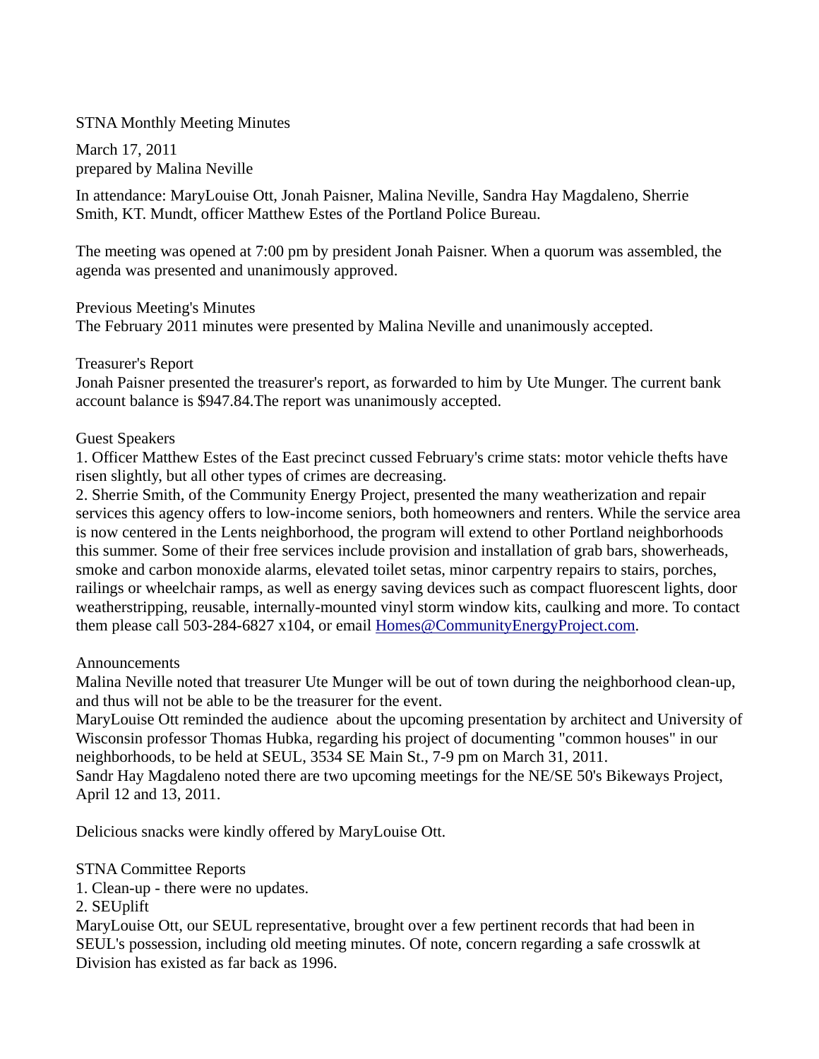STNA Monthly Meeting Minutes

March 17, 2011
prepared by Malina Neville

In attendance: MaryLouise Ott, Jonah Paisner, Malina Neville, Sandra Hay Magdaleno, Sherrie Smith, KT. Mundt, officer Matthew Estes of the Portland Police Bureau.

The meeting was opened at 7:00 pm by president Jonah Paisner. When a quorum was assembled, the agenda was presented and unanimously approved.

Previous Meeting's Minutes
The February 2011 minutes were presented by Malina Neville and unanimously accepted.

Treasurer's Report
Jonah Paisner presented the treasurer's report, as forwarded to him by Ute Munger. The current bank account balance is $947.84.The report was unanimously accepted.

Guest Speakers
1. Officer Matthew Estes of the East precinct cussed February's crime stats: motor vehicle thefts have risen slightly, but all other types of crimes are decreasing.
2. Sherrie Smith, of the Community Energy Project, presented the many weatherization and repair services this agency offers to low-income seniors, both homeowners and renters. While the service area is now centered in the Lents neighborhood, the program will extend to other Portland neighborhoods this summer. Some of their free services include provision and installation of grab bars, showerheads, smoke and carbon monoxide alarms, elevated toilet setas, minor carpentry repairs to stairs, porches, railings or wheelchair ramps, as well as energy saving devices such as compact fluorescent lights, door weatherstripping, reusable, internally-mounted vinyl storm window kits, caulking and more. To contact them please call 503-284-6827 x104, or email [Homes@CommunityEnergyProject.com](mailto:Homes@CommunityEnergyProject.com).

Announcements
Malina Neville noted that treasurer Ute Munger will be out of town during the neighborhood clean-up, and thus will not be able to be the treasurer for the event.
MaryLouise Ott reminded the audience about the upcoming presentation by architect and University of Wisconsin professor Thomas Hubka, regarding his project of documenting "common houses" in our neighborhoods, to be held at SEUL, 3534 SE Main St., 7-9 pm on March 31, 2011.
Sandr Hay Magdaleno noted there are two upcoming meetings for the NE/SE 50's Bikeways Project, April 12 and 13, 2011.

Delicious snacks were kindly offered by MaryLouise Ott.

STNA Committee Reports
1. Clean-up - there were no updates.
2. SEUplift
MaryLouise Ott, our SEUL representative, brought over a few pertinent records that had been in SEUL's possession, including old meeting minutes. Of note, concern regarding a safe crosswlk at Division has existed as far back as 1996.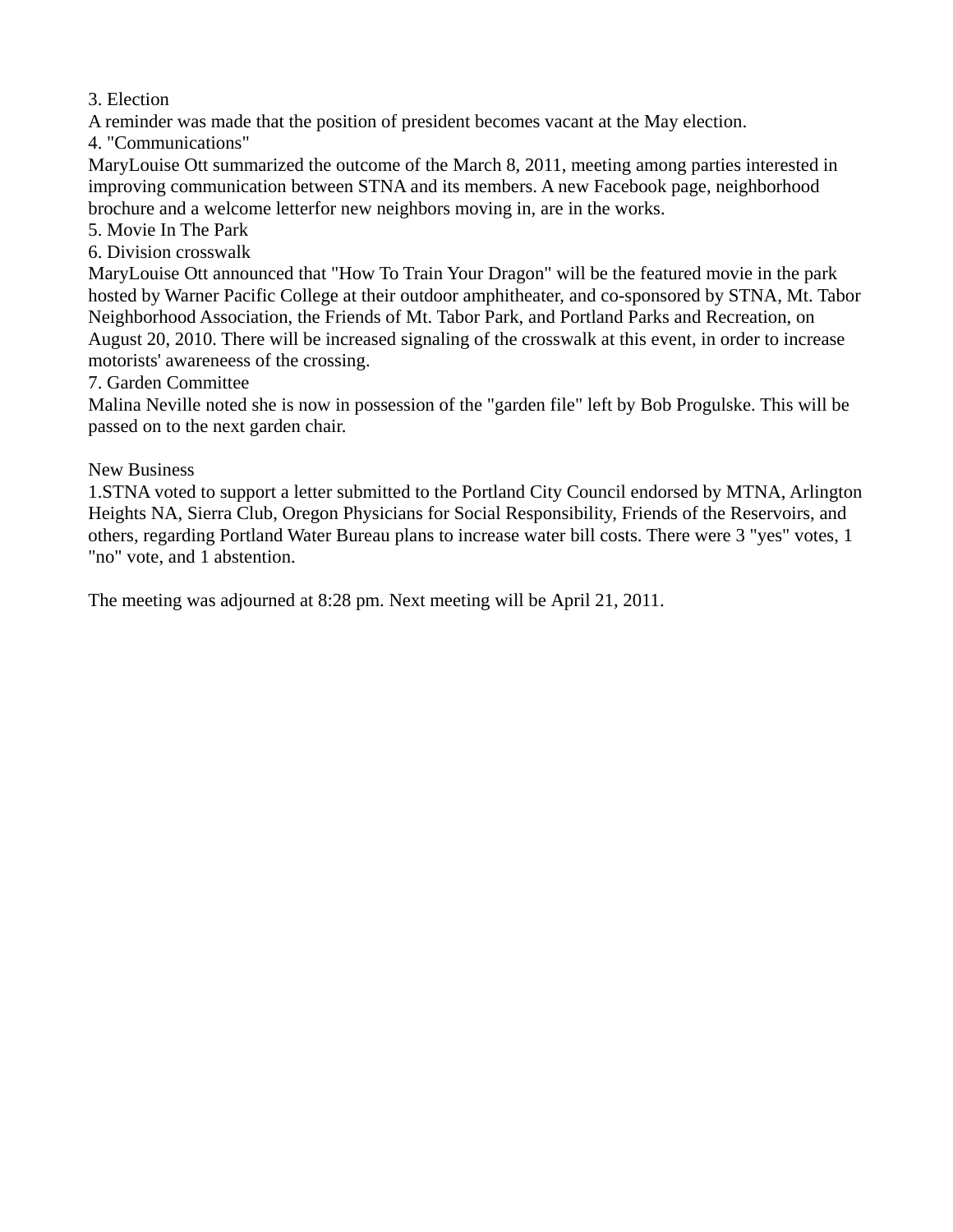3. Election
A reminder was made that the position of president becomes vacant at the May election.
4. "Communications"
MaryLouise Ott summarized the outcome of the March 8, 2011, meeting among parties interested in improving communication between STNA and its members. A new Facebook page, neighborhood brochure and a welcome letterfor new neighbors moving in, are in the works.
5. Movie In The Park
6. Division crosswalk
MaryLouise Ott announced that "How To Train Your Dragon" will be the featured movie in the park hosted by Warner Pacific College at their outdoor amphitheater, and co-sponsored by STNA, Mt. Tabor Neighborhood Association, the Friends of Mt. Tabor Park, and Portland Parks and Recreation, on August 20, 2010. There will be increased signaling of the crosswalk at this event, in order to increase motorists' awareneess of the crossing.
7. Garden Committee
Malina Neville noted she is now in possession of the "garden file" left by Bob Progulske. This will be passed on to the next garden chair.

New Business
1.STNA voted to support a letter submitted to the Portland City Council endorsed by MTNA, Arlington Heights NA, Sierra Club, Oregon Physicians for Social Responsibility, Friends of the Reservoirs, and others, regarding Portland Water Bureau plans to increase water bill costs. There were 3 "yes" votes, 1 "no" vote, and 1 abstention.

The meeting was adjourned at 8:28 pm. Next meeting will be April 21, 2011.